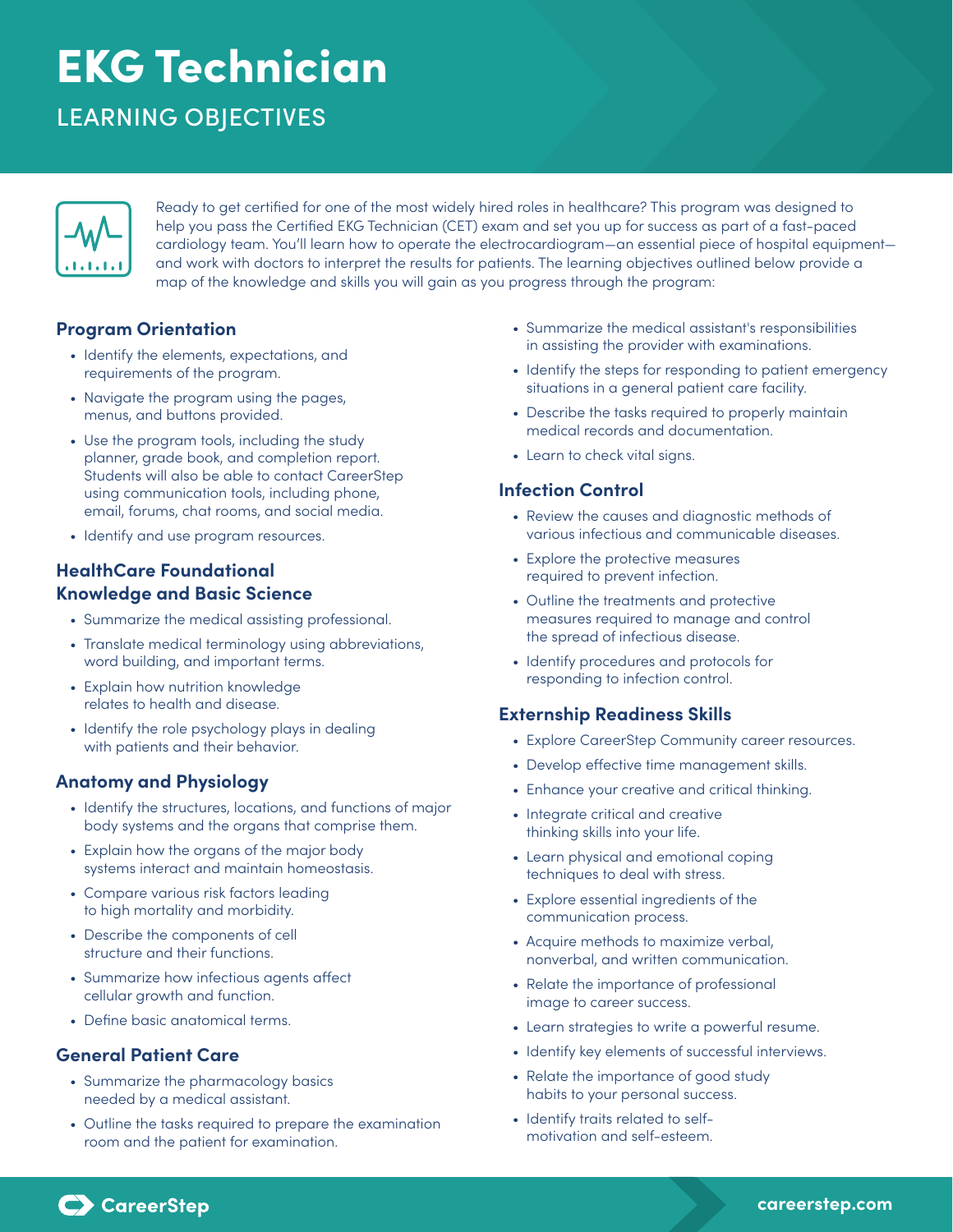# EKG Technician

## LEARNING OBJECTIVES

Ready to get certified for one of the most widely hired roles in healthcare? This program was designed to help you pass the Certified EKG Technician (CET) exam and set you up for success as part of a fast-paced cardiology team. You'll learn how to operate the electrocardiogram—an essential piece of hospital equipment—and work with doctors to interpret the results for patients. The learning objectives outlined below provide a map of the knowledge and skills you will gain as you progress through the program:

### Program Orientation

- Identify the elements, expectations, and requirements of the program.
- Navigate the program using the pages, menus, and buttons provided.
- Use the program tools, including the study planner, grade book, and completion report. Students will also be able to contact CareerStep using communication tools, including phone, email, forums, chat rooms, and social media.
- Identify and use program resources.

### HealthCare Foundational Knowledge and Basic Science

- Summarize the medical assisting professional.
- Translate medical terminology using abbreviations, word building, and important terms.
- Explain how nutrition knowledge relates to health and disease.
- Identify the role psychology plays in dealing with patients and their behavior.

### Anatomy and Physiology

- Identify the structures, locations, and functions of major body systems and the organs that comprise them.
- Explain how the organs of the major body systems interact and maintain homeostasis.
- Compare various risk factors leading to high mortality and morbidity.
- Describe the components of cell structure and their functions.
- Summarize how infectious agents affect cellular growth and function.
- Define basic anatomical terms.

### General Patient Care

- Summarize the pharmacology basics needed by a medical assistant.
- Outline the tasks required to prepare the examination room and the patient for examination.
- Summarize the medical assistant's responsibilities in assisting the provider with examinations.
- Identify the steps for responding to patient emergency situations in a general patient care facility.
- Describe the tasks required to properly maintain medical records and documentation.
- Learn to check vital signs.

### Infection Control

- Review the causes and diagnostic methods of various infectious and communicable diseases.
- Explore the protective measures required to prevent infection.
- Outline the treatments and protective measures required to manage and control the spread of infectious disease.
- Identify procedures and protocols for responding to infection control.

### Externship Readiness Skills

- Explore CareerStep Community career resources.
- Develop effective time management skills.
- Enhance your creative and critical thinking.
- Integrate critical and creative thinking skills into your life.
- Learn physical and emotional coping techniques to deal with stress.
- Explore essential ingredients of the communication process.
- Acquire methods to maximize verbal, nonverbal, and written communication.
- Relate the importance of professional image to career success.
- Learn strategies to write a powerful resume.
- Identify key elements of successful interviews.
- Relate the importance of good study habits to your personal success.
- Identify traits related to self-motivation and self-esteem.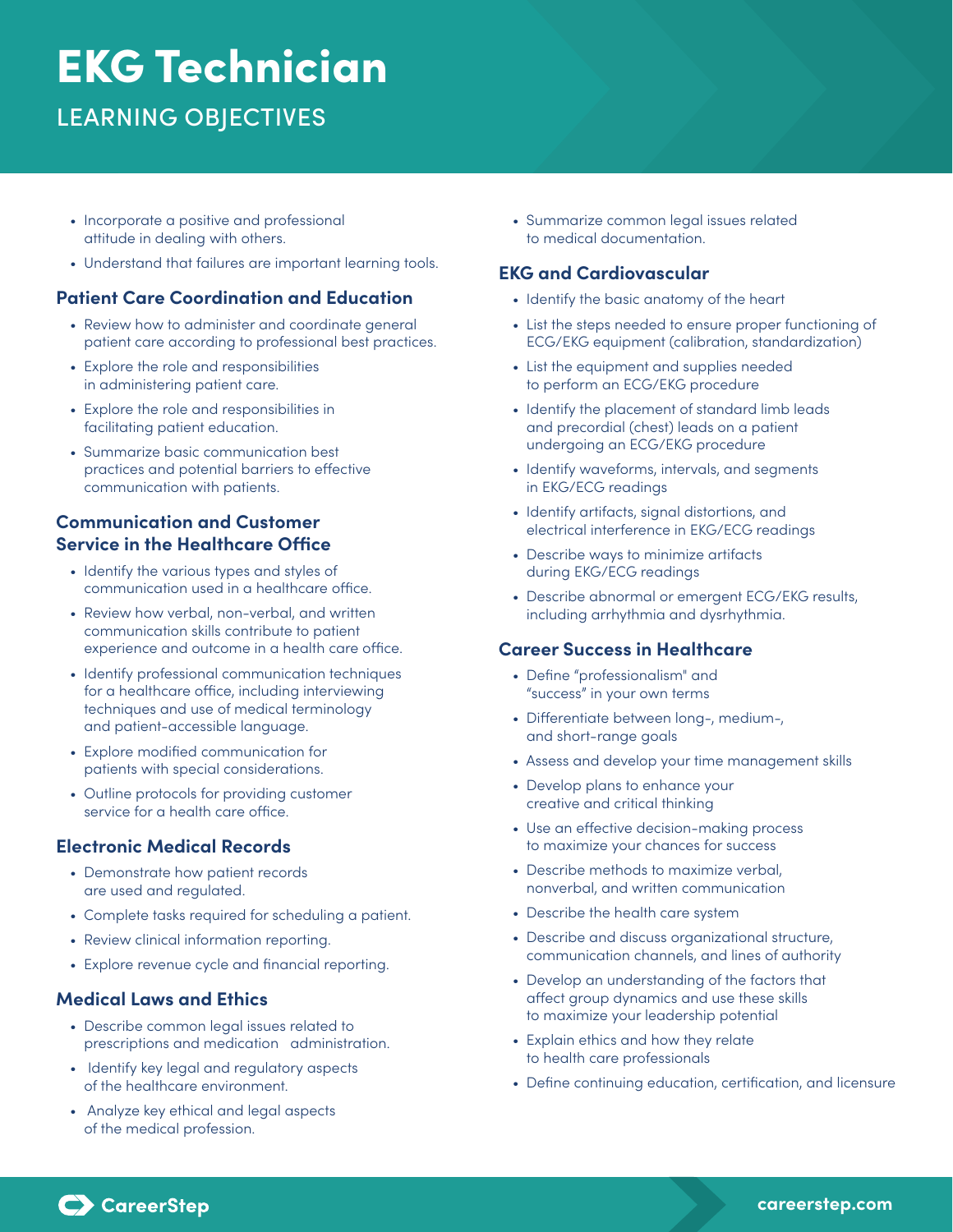# EKG Technician

## LEARNING OBJECTIVES

- Incorporate a positive and professional attitude in dealing with others.
- Understand that failures are important learning tools.

### Patient Care Coordination and Education

- Review how to administer and coordinate general patient care according to professional best practices.
- Explore the role and responsibilities in administering patient care.
- Explore the role and responsibilities in facilitating patient education.
- Summarize basic communication best practices and potential barriers to effective communication with patients.

### Communication and Customer Service in the Healthcare Office

- Identify the various types and styles of communication used in a healthcare office.
- Review how verbal, non-verbal, and written communication skills contribute to patient experience and outcome in a health care office.
- Identify professional communication techniques for a healthcare office, including interviewing techniques and use of medical terminology and patient-accessible language.
- Explore modified communication for patients with special considerations.
- Outline protocols for providing customer service for a health care office.

### Electronic Medical Records

- Demonstrate how patient records are used and regulated.
- Complete tasks required for scheduling a patient.
- Review clinical information reporting.
- Explore revenue cycle and financial reporting.

### Medical Laws and Ethics

- Describe common legal issues related to prescriptions and medication administration.
- Identify key legal and regulatory aspects of the healthcare environment.
- Analyze key ethical and legal aspects of the medical profession.
- Summarize common legal issues related to medical documentation.

### EKG and Cardiovascular

- Identify the basic anatomy of the heart
- List the steps needed to ensure proper functioning of ECG/EKG equipment (calibration, standardization)
- List the equipment and supplies needed to perform an ECG/EKG procedure
- Identify the placement of standard limb leads and precordial (chest) leads on a patient undergoing an ECG/EKG procedure
- Identify waveforms, intervals, and segments in EKG/ECG readings
- Identify artifacts, signal distortions, and electrical interference in EKG/ECG readings
- Describe ways to minimize artifacts during EKG/ECG readings
- Describe abnormal or emergent ECG/EKG results, including arrhythmia and dysrhythmia.

### Career Success in Healthcare

- Define "professionalism" and "success" in your own terms
- Differentiate between long-, medium-, and short-range goals
- Assess and develop your time management skills
- Develop plans to enhance your creative and critical thinking
- Use an effective decision-making process to maximize your chances for success
- Describe methods to maximize verbal, nonverbal, and written communication
- Describe the health care system
- Describe and discuss organizational structure, communication channels, and lines of authority
- Develop an understanding of the factors that affect group dynamics and use these skills to maximize your leadership potential
- Explain ethics and how they relate to health care professionals
- Define continuing education, certification, and licensure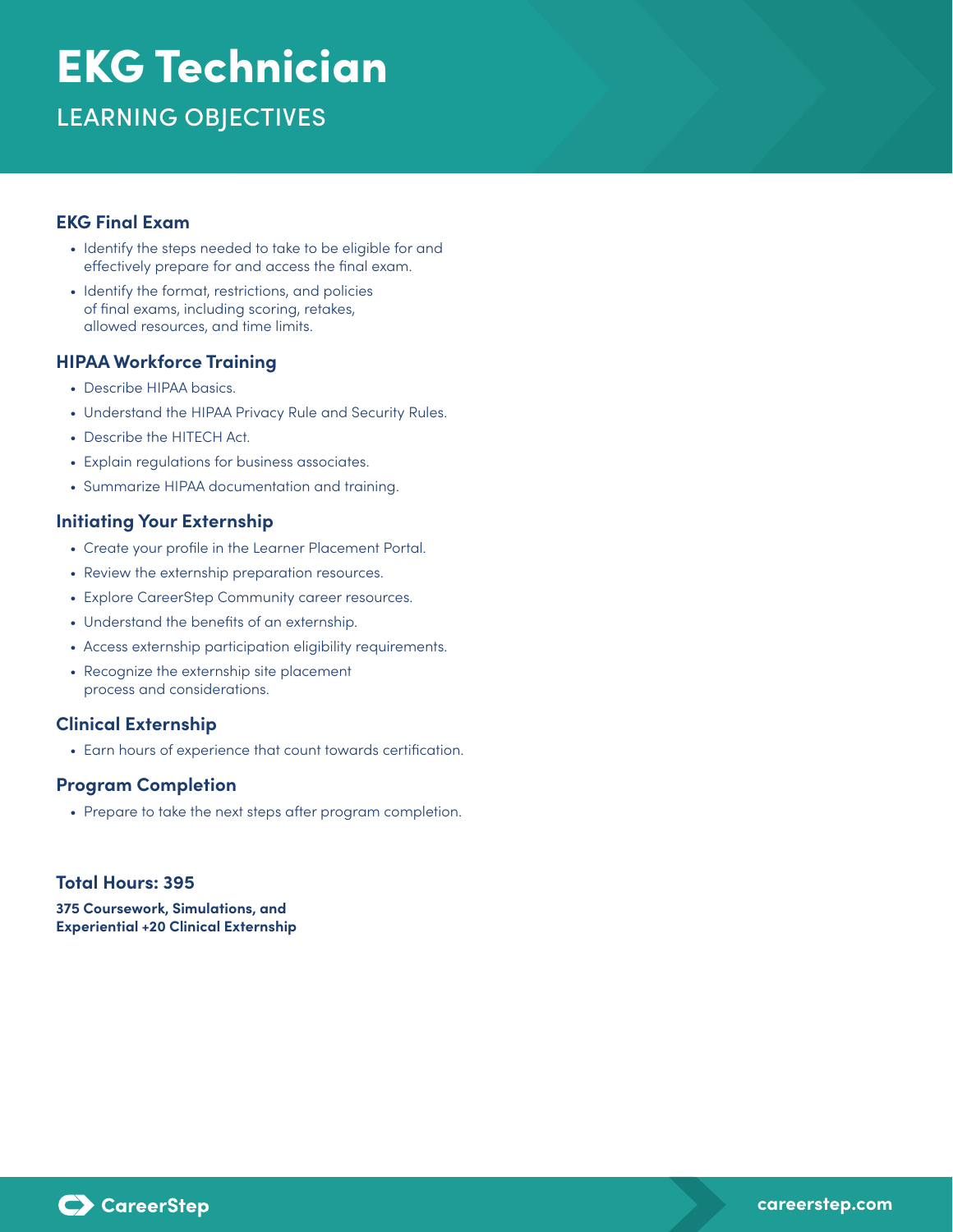# EKG Technician

LEARNING OBJECTIVES

### EKG Final Exam

- Identify the steps needed to take to be eligible for and effectively prepare for and access the final exam.
- Identify the format, restrictions, and policies of final exams, including scoring, retakes, allowed resources, and time limits.

### HIPAA Workforce Training

- Describe HIPAA basics.
- Understand the HIPAA Privacy Rule and Security Rules.
- Describe the HITECH Act.
- Explain regulations for business associates.
- Summarize HIPAA documentation and training.

### Initiating Your Externship

- Create your profile in the Learner Placement Portal.
- Review the externship preparation resources.
- Explore CareerStep Community career resources.
- Understand the benefits of an externship.
- Access externship participation eligibility requirements.
- Recognize the externship site placement process and considerations.

### Clinical Externship

- Earn hours of experience that count towards certification.

### Program Completion

- Prepare to take the next steps after program completion.

### Total Hours: 395

**375 Coursework, Simulations, and Experiential +20 Clinical Externship**

CareerStep

careerstep.com